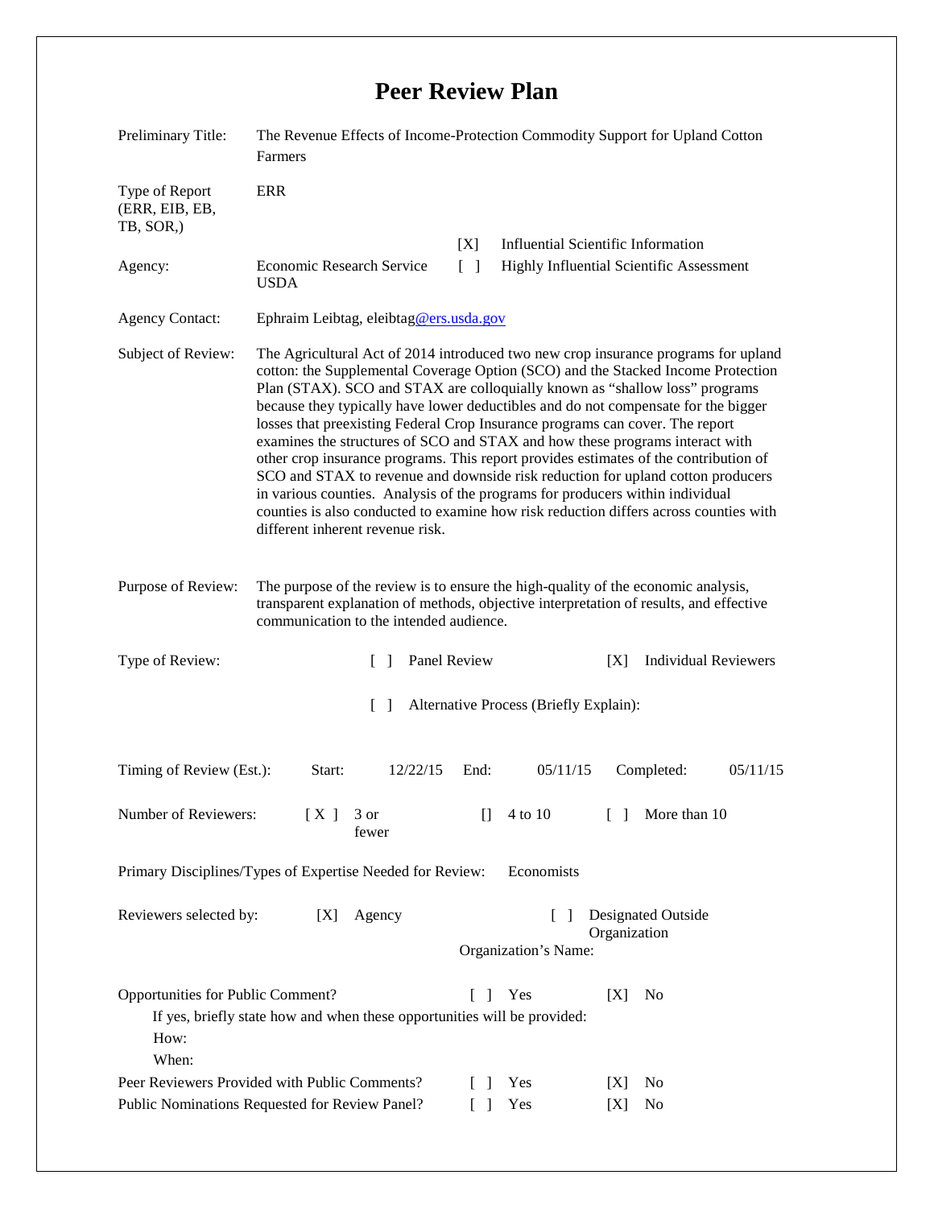# Peer Review Plan

| | |
|---|---|
| Preliminary Title: | The Revenue Effects of Income-Protection Commodity Support for Upland Cotton Farmers |
| Type of Report (ERR, EIB, EB, TB, SOR,) | ERR |
| Agency: | Economic Research Service USDA |

[X] Influential Scientific Information
[ ] Highly Influential Scientific Assessment

Agency Contact: Ephraim Leibtag, eleibtag@ers.usda.gov

Subject of Review: The Agricultural Act of 2014 introduced two new crop insurance programs for upland cotton: the Supplemental Coverage Option (SCO) and the Stacked Income Protection Plan (STAX). SCO and STAX are colloquially known as "shallow loss" programs because they typically have lower deductibles and do not compensate for the bigger losses that preexisting Federal Crop Insurance programs can cover. The report examines the structures of SCO and STAX and how these programs interact with other crop insurance programs. This report provides estimates of the contribution of SCO and STAX to revenue and downside risk reduction for upland cotton producers in various counties. Analysis of the programs for producers within individual counties is also conducted to examine how risk reduction differs across counties with different inherent revenue risk.

Purpose of Review: The purpose of the review is to ensure the high-quality of the economic analysis, transparent explanation of methods, objective interpretation of results, and effective communication to the intended audience.

Type of Review: [ ] Panel Review [X] Individual Reviewers

[ ] Alternative Process (Briefly Explain):

Timing of Review (Est.): Start: 12/22/15 End: 05/11/15 Completed: 05/11/15

Number of Reviewers: [ X ] 3 or fewer [] 4 to 10 [ ] More than 10

Primary Disciplines/Types of Expertise Needed for Review: Economists

Reviewers selected by: [X] Agency [ ] Designated Outside Organization

Organization's Name:

Opportunities for Public Comment? [ ] Yes [X] No

If yes, briefly state how and when these opportunities will be provided:

How:

When:

Peer Reviewers Provided with Public Comments? [ ] Yes [X] No

Public Nominations Requested for Review Panel? [ ] Yes [X] No